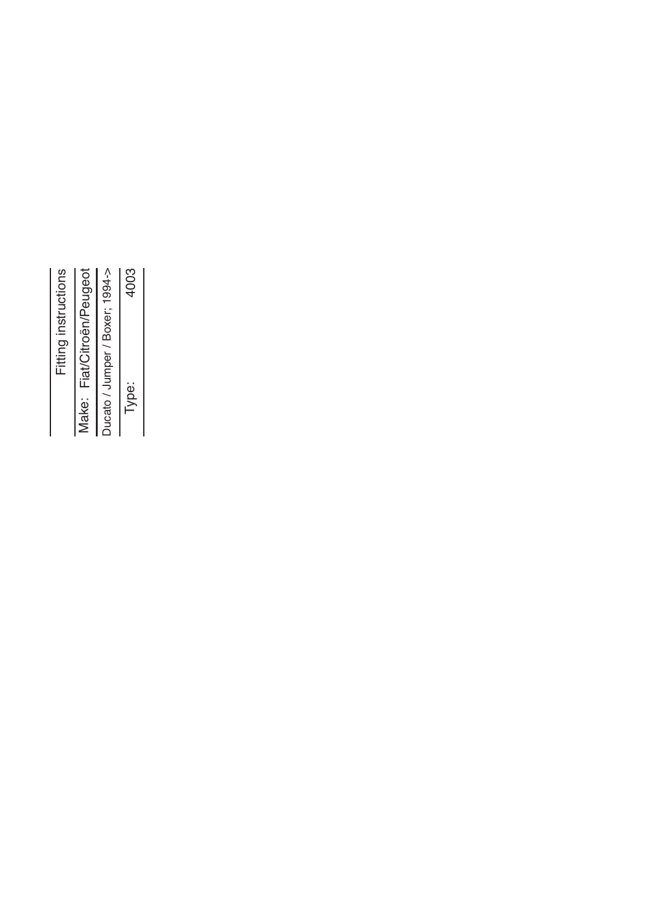# Fitting instructions

| | |
|---|---|
| Make: | Fiat/Citroën/Peugeot |
| Ducato / Jumper / Boxer; 1994-> | |
| Type: | 4003 |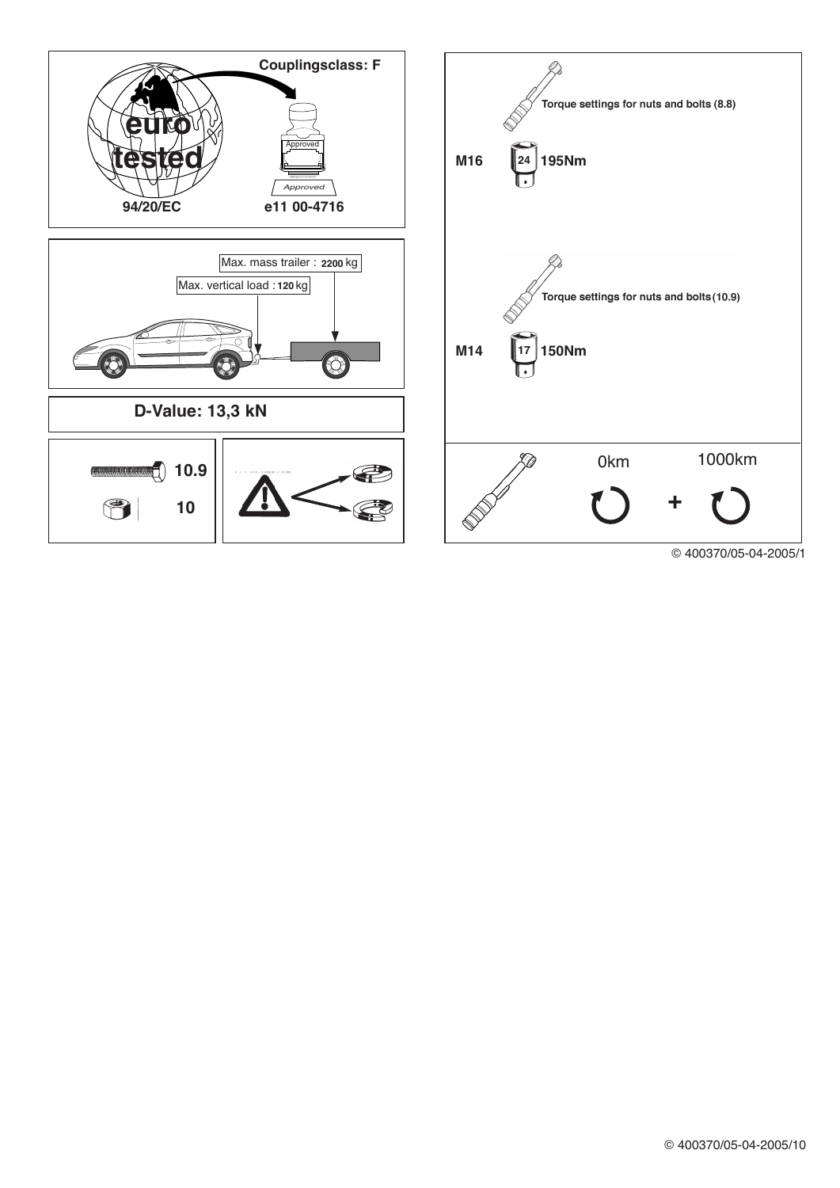**Couplingsclass: F**

euro tested

Approved

Approved

**94/20/EC** **e11 00-4716**

Max. mass trailer : **2200** kg

Max. vertical load : **120** kg

**D-Value: 13,3 kN**

**10.9**

**10**

**Torque settings for nuts and bolts (8.8)**

**M16** **24** **195Nm**

**Torque settings for nuts and bolts (10.9)**

**M14** **17** **150Nm**

0km + 1000km

© 400370/05-04-2005/1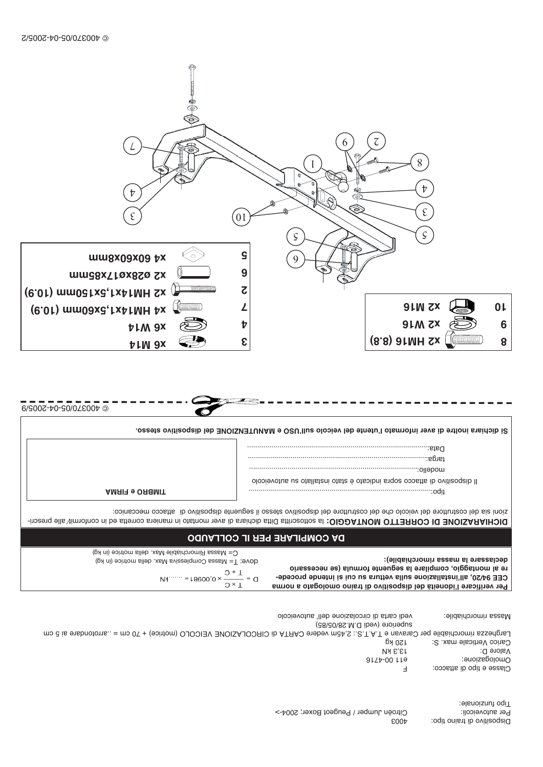| | | |
|---|---|---|
| 3 | | x6 M14 |
| 4 | | x6 W14 |
| 7 | | x4 HM14x1,5x60mm (10.9) |
| 2 | | x2 HM14x1,5x150mm (10.9) |
| 6 | | x2 ø28xø17x85mm |
| 5 | | x4 60x60x8mm |

| | | |
|---|---|---|
| 8 | | x2 HM16 (8.8) |
| 9 | | x2 W16 |
| 10 | | x2 M16 |

© 400370/05-04-2005/2

Dispositivo di traino tipo: 4003

Per autoveicoli: Citroën Jumper / Peugeot Boxer; 2004->

Tipo funzionale:

Classe e tipo di attacco: F

Omologazione: e11 00-4716

Valore D: 13,3 kN

Carico Verticale max. S: 120 kg

Larghezza rimorchiabile per Caravan e T.A.T.S.: 2,45m vedere CARTA di CIRCOLAZIONE VEICOLO (motrice) + 70 cm = ..arrotondare ai 5 cm superiore (vedi D.M.28/05/85)

Massa rimorchiabile: vedi carta di circolazione dell' autoveicolo

**Per verificare l'idoneità del dispositivo di traino omologato a norma CEE 94/20, all'installazione sulla vettura su cui si intende procedere al montaggio, compilare la seguente formula (se necessario declassare la massa rimorchiabile):**

$$D = \frac{T \times C}{T + C} \times 0{,}00981 = \ldots\ldots kN$$

dove: T= Massa Complessiva Max. della motrice (in kg)

C= Massa Rimorchiabile Max. della motrice (in kg)

## DA COMPILARE PER IL COLLAUDO

**DICHIARAZIONE DI CORRETTO MONTAGGIO:** la sottoscritta Ditta dichiara di aver montato in maniera corretta ed in conformità alle prescrizioni sia del costruttore del veicolo che del costruttore del dispositivo stesso il seguente dispositivo di attacco meccanico:

tipo:........................................................................................

Il dispositivo di attacco sopra indicato è stato installato su autoveicolo

modello:....................................................................................

targa:.......................................................................................

Data:........................................................................................

**TIMBRO e FIRMA**

**Si dichiara inoltre di aver informato l'utente del veicolo sull'USO e MANUTENZIONE del dispositivo stesso.**

© 400370/05-04-2005/9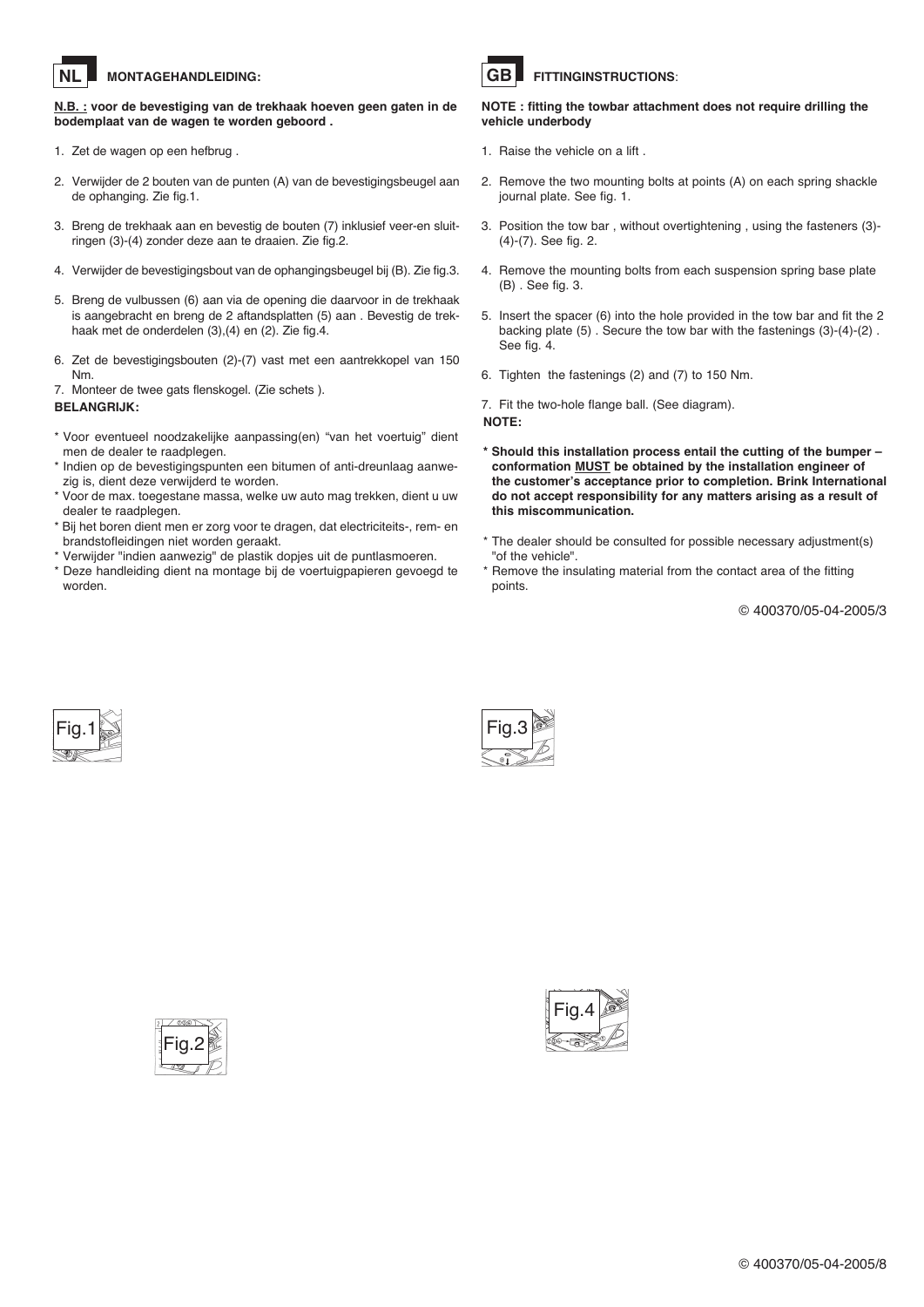## NL MONTAGEHANDLEIDING:

**N.B. : voor de bevestiging van de trekhaak hoeven geen gaten in de bodemplaat van de wagen te worden geboord .**

1. Zet de wagen op een hefbrug .
2. Verwijder de 2 bouten van de punten (A) van de bevestigingsbeugel aan de ophanging. Zie fig.1.
3. Breng de trekhaak aan en bevestig de bouten (7) inklusief veer-en sluitringen (3)-(4) zonder deze aan te draaien. Zie fig.2.
4. Verwijder de bevestigingsbout van de ophangingsbeugel bij (B). Zie fig.3.
5. Breng de vulbussen (6) aan via de opening die daarvoor in de trekhaak is aangebracht en breng de 2 aftandsplatten (5) aan . Bevestig de trekhaak met de onderdelen (3),(4) en (2). Zie fig.4.
6. Zet de bevestigingsbouten (2)-(7) vast met een aantrekkopel van 150 Nm.
7. Monteer de twee gats flenskogel. (Zie schets ).

**BELANGRIJK:**

* Voor eventueel noodzakelijke aanpassing(en) "van het voertuig" dient men de dealer te raadplegen.
* Indien op de bevestigingspunten een bitumen of anti-dreunlaag aanwezig is, dient deze verwijderd te worden.
* Voor de max. toegestane massa, welke uw auto mag trekken, dient u uw dealer te raadplegen.
* Bij het boren dient men er zorg voor te dragen, dat electriciteits-, rem- en brandstofleidingen niet worden geraakt.
* Verwijder "indien aanwezig" de plastik dopjes uit de puntlasmoeren.
* Deze handleiding dient na montage bij de voertuigpapieren gevoegd te worden.

## GB FITTINGINSTRUCTIONS:

**NOTE : fitting the towbar attachment does not require drilling the vehicle underbody**

1. Raise the vehicle on a lift .
2. Remove the two mounting bolts at points (A) on each spring shackle journal plate. See fig. 1.
3. Position the tow bar , without overtightening , using the fasteners (3)-(4)-(7). See fig. 2.
4. Remove the mounting bolts from each suspension spring base plate (B) . See fig. 3.
5. Insert the spacer (6) into the hole provided in the tow bar and fit the 2 backing plate (5) . Secure the tow bar with the fastenings (3)-(4)-(2) . See fig. 4.
6. Tighten the fastenings (2) and (7) to 150 Nm.
7. Fit the two-hole flange ball. (See diagram).

**NOTE:**

* **Should this installation process entail the cutting of the bumper – conformation MUST be obtained by the installation engineer of the customer's acceptance prior to completion. Brink International do not accept responsibility for any matters arising as a result of this miscommunication.**
* The dealer should be consulted for possible necessary adjustment(s) "of the vehicle".
* Remove the insulating material from the contact area of the fitting points.

© 400370/05-04-2005/3

Fig.1

Fig.3

Fig.2

Fig.4

© 400370/05-04-2005/8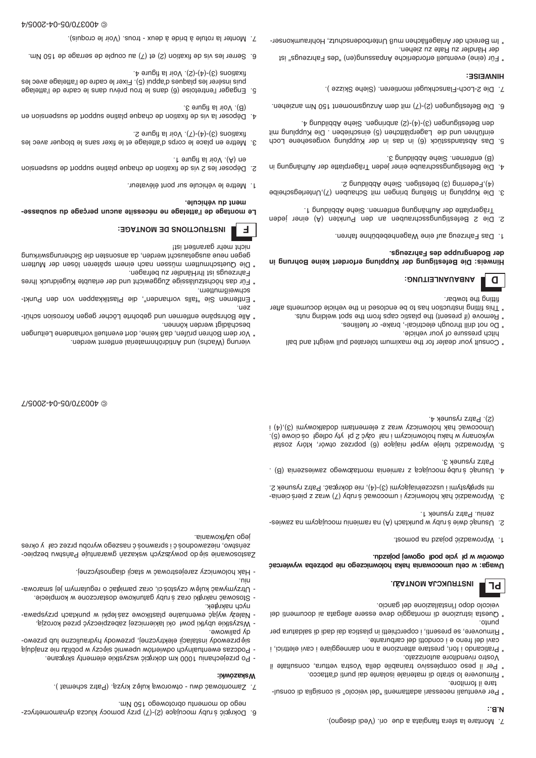7. Montare la sfera flangiata a due fori. (Vedi disegno).

**N.B.:**

* Per eventuali necessari adattamenti "del veicolo" si consiglia di consultare il fornitore.
* Rimuovere lo strato di materiale isolante dai punti d'attacco.
* Per il peso complessivo trainabile della Vostra vettura, consultate il Vostro rivenditore autorizzato.
* Praticando i fori, prestare attenzione a non danneggiare i cavi elettrici, i cavi del freno e i condotti del carburante.
* Rimuovere, se presenti, i coperchietti in plastica dai dadi di saldatura per punto.
* Questa istruzione di montaggio deve essere allegata ai documenti del veicolo dopo l'installazione del gancio.

## PL INSTRUKCJA MONTAŻU

**Uwaga: w celu umocowania haka holowniczego nie potrzeba wywiercać otworów w płycie podłogowej pojazdu.**

1. Wprowadzić pojazd na pomost.
2. Usunąć dwie śruby w punktach (A) na ramieniu mocującym na zawieszeniu. Patrz rysunek 1.
3. Wprowadzić hak holowniczy i umocować śruby (7) wraz z pierścieniami sprężystymi i uszczelniającymi (3)-(4), nie dokręcać. Patrz rysunek 2.
4. Usunąć śrubę mocującą z ramienia montażowego zawieszenia (B) . Patrz rysunek 3.
5. Wprowadzić tuleje wypełniające (6) poprzez otwór, który został wykonany w haku holowniczym i nałożyć 2 płytki odległościowe (5). Umocować hak holowniczy wraz z elementami dodatkowymi (3),(4) i (2). Patrz rysunek 4.
6. Dokręcić śruby mocujące (2)-(7) przy pomocy klucza dynamometrycznego do momentu obrotowego 150 Nm.
7. Zamontować dwu - otworową kulę kryza. (Patrz schemat ).

**Wskazówki:**

- Po przejechaniu 1000 km dokręcić wszystkie elementy skręcane.
- Podczas ewentualnych odwiertów upewnić się czy w pobliżu nie znajdują się przewody instalacji elektrycznej, przewody hydrauliczne lub przewody paliwowe.
- Wszystkie ubytki powłoki lakierniczej zabezpieczyć przed korozją.
- Należy wyjąć ewentualne plastikowe zaślepki w punktach przyspawanych nakrętek.
- Stosować nakrętki oraz śruby gatunkowe dostarczone w komplecie.
- Utrzymywać kulę w czystości, oraz pamiętać o regularnym jej smarowaniu.
- Hak holowniczy zarejestrować w stacji diagnostycznej.

Zastosowanie się do powyższych wskazań gwarantuje Państwu bezpieczeństwo, niezawodność i sprawność naszego wyrobu przez cały okres jego użytkowania.

* Consult your dealer for the maximum tolerated pull weight and ball hitch pressure of your vehicle.
* Do not drill through electrical-, brake- or fuellines.
* Remove (if present) the plastic caps from the spot welding nuts.
* This fitting instruction has to be enclosed in the vehicle documents after fitting the towbar.

## D ANBAUANLEITUNG:

**Hinweis: Die Befestigung der Kupplung erfordert keine Bohrung in der Bodengruppe des Fahrzeugs.**

1. Das Fahrzeug auf eine Wagenhebebühne fahren.
2. Die 2 Befestigungsschrauben an den Punkten (A) einer jeden Trägerplatte der Aufhängung entfernen. Siehe Abbildung 1.
3. Die Kupplung in Stellung bringen mit Schrauben (7),Unterlegscheibe (4),Federring (3) befestigen. Siehe Abbildung 2.
4. Die Befestigungsschraube einer jeden Trägerplatte der Aufhängung in (B) entfernen. Siehe Abbildung 3.
5. Das Abstandsstück (6) in das in der Kupplung vorgesehene Loch einführen und die Lagerplättchen (5) einschieben . Die Kupplung mit den Befestigungen (3)-(4)-(2) anbringen. Siehe Abbildung 4.
6. Die Befestigungen (2)-(7) mit dem Anzugsmoment 150 Nm anziehen.
7. Die 2-Loch-Flanschkugel montieren. (Siehe Skizze ).

**HINWEISE:**

* Für (eine) eventuell erforderliche Anpassung(en) "des Fahrzeugs" ist der Händler zu Rate zu ziehen.
* Im Bereich der Anlageflächen muß Unterbodenschutz, Hohlraumkonservierung (Wachs) und Antidröhnmaterial entfernt werden.
* Vor dem Bohren prüfen, daß keine, dort eventuell vorhandene Leitungen beschädigt werden können.
* Alle Bohrspäne entfernen und gebohrte Löcher gegen Korrosion schützen.
* Entfernen Sie "falls vorhanden", die Plastikkappen von den Punktschweißmuttern.
* Für das höchstzulässige Zuggewicht und der erlaubte Kugeldruck Ihres Fahrzeugs ist IhrHändler zu befragen.
* Die Quetschmuttern müssen nach einem späteren lösen der Muttern gegen neue ausgetauscht werden, da ansonsten die Sicherungswirkung nicht mehr garantiert ist!

## F INSTRUCTIONS DE MONTAGE:

**Le montage de l'attelage ne nécessite aucun perçage du soubassement du véhicule.**

1. Mettre le véhicule sur pont élévateur.
2. Déposer les 2 vis de fixation de chaque platine support de suspension en (A). Voir la figure 1.
3. Mettre en place le corps d'attelage et le fixer sans le bloquer avec les fixations (3)-(4)-(7). Voir la figure 2.
4. Déposer la vis de fixation de chaque platine support de suspension en (B). Voir la figure 3.
5. Engager l'entretoise (6) dans le trou prévu dans le cadre de l'attelage puis insérer les plaques d'appui (5). Fixer le cadre de l'attelage avec les fixations (3)-(4)-(2). Voir la figure 4.
6. Serrer les vis de fixation (2) et (7) au couple de serrage de 150 Nm.
7. Monter la rotule à bride à deux - trous. (Voir le croquis).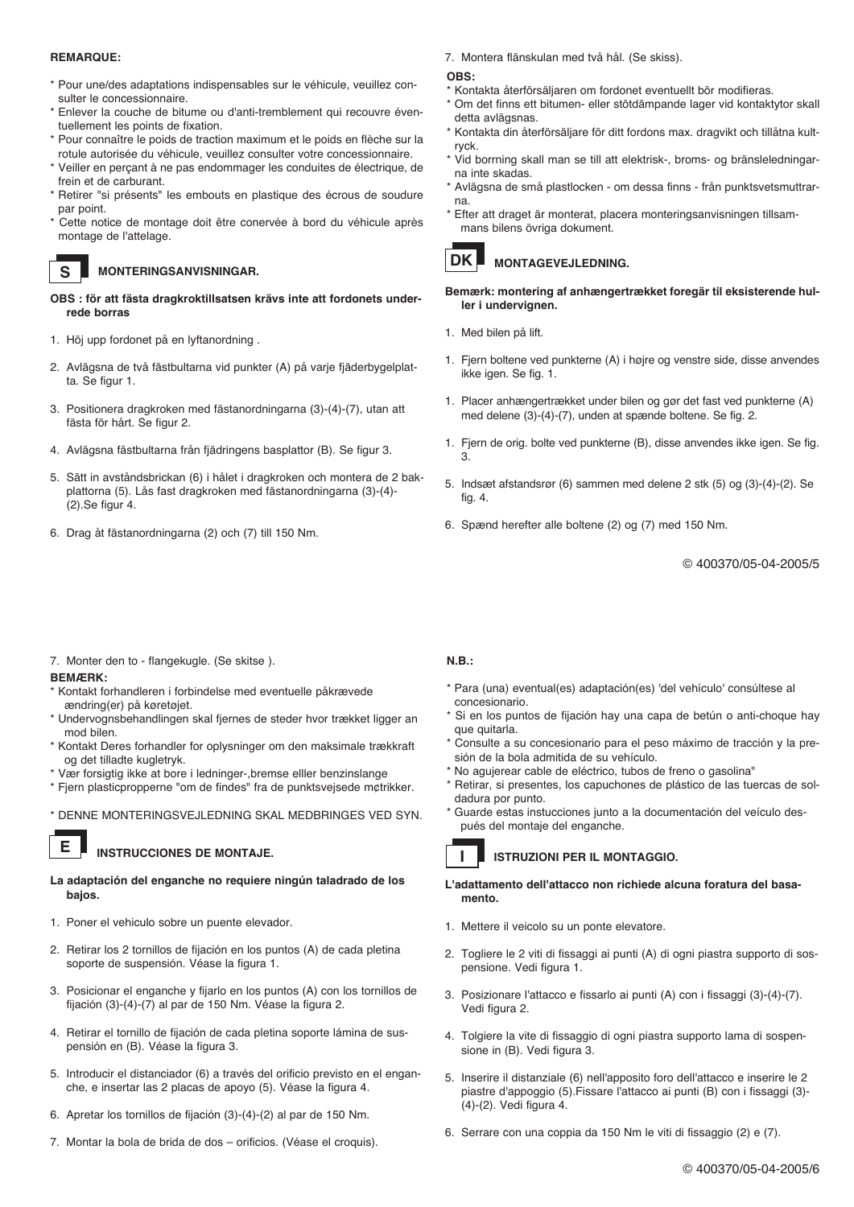**REMARQUE:**

* Pour une/des adaptations indispensables sur le véhicule, veuillez consulter le concessionnaire.
* Enlever la couche de bitume ou d'anti-tremblement qui recouvre éventuellement les points de fixation.
* Pour connaître le poids de traction maximum et le poids en flèche sur la rotule autorisée du véhicule, veuillez consulter votre concessionnaire.
* Veiller en perçant à ne pas endommager les conduites de électrique, de frein et de carburant.
* Retirer "si présents" les embouts en plastique des écrous de soudure par point.
* Cette notice de montage doit être conervée à bord du véhicule après montage de l'attelage.

## S MONTERINGSANVISNINGAR.

**OBS : för att fästa dragkroktillsatsen krävs inte att fordonets underrede borras**

1. Höj upp fordonet på en lyftanordning .
2. Avlägsna de två fästbultarna vid punkter (A) på varje fjäderbygelplatta. Se figur 1.
3. Positionera dragkroken med fästanordningarna (3)-(4)-(7), utan att fästa för hårt. Se figur 2.
4. Avlägsna fästbultarna från fjädringens basplattor (B). Se figur 3.
5. Sätt in avståndsbrickan (6) i hålet i dragkroken och montera de 2 bakplattorna (5). Lås fast dragkroken med fästanordningarna (3)-(4)-(2).Se figur 4.
6. Drag åt fästanordningarna (2) och (7) till 150 Nm.
7. Montera flänskulan med två hål. (Se skiss).

**OBS:**
* Kontakta återförsäljaren om fordonet eventuellt bör modifieras.
* Om det finns ett bitumen- eller stötdämpande lager vid kontaktytor skall detta avlägsnas.
* Kontakta din återförsäljare för ditt fordons max. dragvikt och tillåtna kultryck.
* Vid borrning skall man se till att elektrisk-, broms- og bränsleledningarna inte skadas.
* Avlägsna de små plastlocken - om dessa finns - från punktsvetsmuttrarna.
* Efter att draget är monterat, placera monteringsanvisningen tillsammans bilens övriga dokument.

## DK MONTAGEVEJLEDNING.

**Bemærk: montering af anhængertrækket foregär til eksisterende huller i undervignen.**

1. Med bilen på lift.
1. Fjern boltene ved punkterne (A) i højre og venstre side, disse anvendes ikke igen. Se fig. 1.
1. Placer anhængertrækket under bilen og gør det fast ved punkterne (A) med delene (3)-(4)-(7), unden at spænde boltene. Se fig. 2.
1. Fjern de orig. bolte ved punkterne (B), disse anvendes ikke igen. Se fig. 3.
5. Indsæt afstandsrør (6) sammen med delene 2 stk (5) og (3)-(4)-(2). Se fig. 4.
6. Spænd herefter alle boltene (2) og (7) med 150 Nm.
7. Monter den to - flangekugle. (Se skitse ).

**BEMÆRK:**
* Kontakt forhandleren i forbindelse med eventuelle påkrævede ændring(er) på køretøjet.
* Undervognsbehandlingen skal fjernes de steder hvor trækket ligger an mod bilen.
* Kontakt Deres forhandler for oplysninger om den maksimale trækkraft og det tilladte kugletryk.
* Vær forsigtig ikke at bore i ledninger-,bremse elller benzinslange
* Fjern plasticpropperne "om de findes" fra de punktsvejsede møtrikker.

* DENNE MONTERINGSVEJLEDNING SKAL MEDBRINGES VED SYN.

## E INSTRUCCIONES DE MONTAJE.

**La adaptación del enganche no requiere ningún taladrado de los bajos.**

1. Poner el vehiculo sobre un puente elevador.
2. Retirar los 2 tornillos de fijación en los puntos (A) de cada pletina soporte de suspensión. Véase la figura 1.
3. Posicionar el enganche y fijarlo en los puntos (A) con los tornillos de fijación (3)-(4)-(7) al par de 150 Nm. Véase la figura 2.
4. Retirar el tornillo de fijación de cada pletina soporte lámina de suspensión en (B). Véase la figura 3.
5. Introducir el distanciador (6) a través del orificio previsto en el enganche, e insertar las 2 placas de apoyo (5). Véase la figura 4.
6. Apretar los tornillos de fijación (3)-(4)-(2) al par de 150 Nm.
7. Montar la bola de brida de dos – orificios. (Véase el croquis).

**N.B.:**

* Para (una) eventual(es) adaptación(es) 'del vehículo' consúltese al concesionario.
* Si en los puntos de fijación hay una capa de betún o anti-choque hay que quitarla.
* Consulte a su concesionario para el peso máximo de tracción y la presión de la bola admitida de su vehículo.
* No agujerear cable de eléctrico, tubos de freno o gasolina"
* Retirar, si presentes, los capuchones de plástico de las tuercas de soldadura por punto.
* Guarde estas instucciones junto a la documentación del veículo después del montaje del enganche.

## I ISTRUZIONI PER IL MONTAGGIO.

**L'adattamento dell'attacco non richiede alcuna foratura del basamento.**

1. Mettere il veicolo su un ponte elevatore.
2. Togliere le 2 viti di fissaggi ai punti (A) di ogni piastra supporto di sospensione. Vedi figura 1.
3. Posizionare l'attacco e fissarlo ai punti (A) con i fissaggi (3)-(4)-(7). Vedi figura 2.
4. Tolgiere la vite di fissaggio di ogni piastra supporto lama di sospensione in (B). Vedi figura 3.
5. Inserire il distanziale (6) nell'apposito foro dell'attacco e inserire le 2 piastre d'appoggio (5).Fissare l'attacco ai punti (B) con i fissaggi (3)-(4)-(2). Vedi figura 4.
6. Serrare con una coppia da 150 Nm le viti di fissaggio (2) e (7).